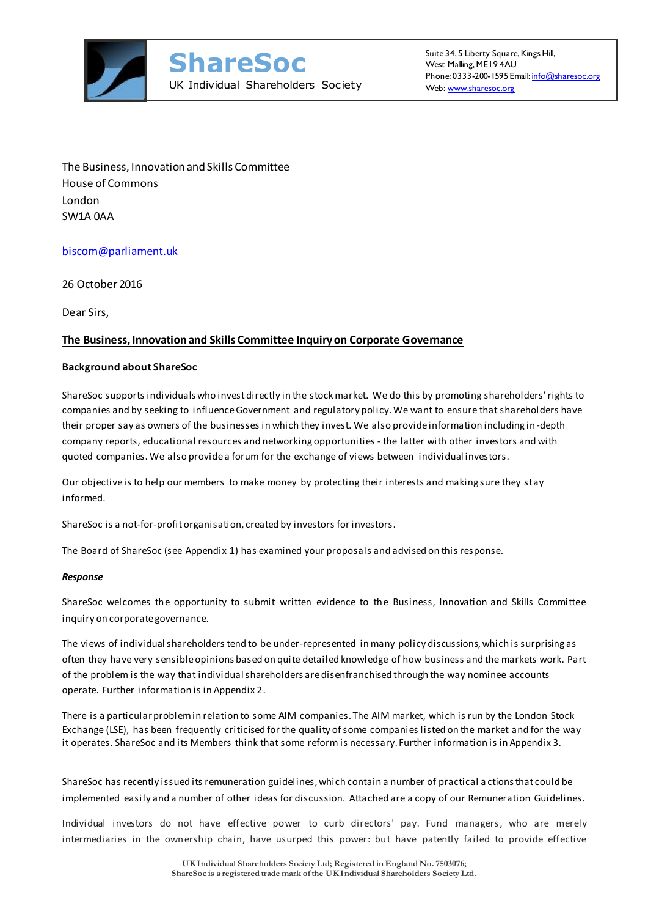**ShareSoc**
UK Individual Shareholders Society

Suite 34, 5 Liberty Square, Kings Hill,
West Malling, ME19 4AU
Phone: 0333-200-1595 Email: info@sharesoc.org
Web: www.sharesoc.org

The Business, Innovation and Skills Committee
House of Commons
London
SW1A 0AA

biscom@parliament.uk

26 October 2016

Dear Sirs,

**The Business, Innovation and Skills Committee Inquiry on Corporate Governance**

**Background about ShareSoc**

ShareSoc supports individuals who invest directly in the stock market. We do this by promoting shareholders' rights to companies and by seeking to influence Government and regulatory policy. We want to ensure that shareholders have their proper say as owners of the businesses in which they invest. We also provide information including in-depth company reports, educational resources and networking opportunities - the latter with other investors and with quoted companies. We also provide a forum for the exchange of views between individual investors.

Our objective is to help our members to make money by protecting their interests and making sure they stay informed.

ShareSoc is a not-for-profit organisation, created by investors for investors.

The Board of ShareSoc (see Appendix 1) has examined your proposals and advised on this response.

***Response***

ShareSoc welcomes the opportunity to submit written evidence to the Business, Innovation and Skills Committee inquiry on corporate governance.

The views of individual shareholders tend to be under-represented in many policy discussions, which is surprising as often they have very sensible opinions based on quite detailed knowledge of how business and the markets work. Part of the problem is the way that individual shareholders are disenfranchised through the way nominee accounts operate. Further information is in Appendix 2.

There is a particular problem in relation to some AIM companies. The AIM market, which is run by the London Stock Exchange (LSE), has been frequently criticised for the quality of some companies listed on the market and for the way it operates. ShareSoc and its Members think that some reform is necessary. Further information is in Appendix 3.

ShareSoc has recently issued its remuneration guidelines, which contain a number of practical actions that could be implemented easily and a number of other ideas for discussion. Attached are a copy of our Remuneration Guidelines.

Individual investors do not have effective power to curb directors' pay. Fund managers, who are merely intermediaries in the ownership chain, have usurped this power: but have patently failed to provide effective

UK Individual Shareholders Society Ltd; Registered in England No. 7503076;
ShareSoc is a registered trade mark of the UK Individual Shareholders Society Ltd.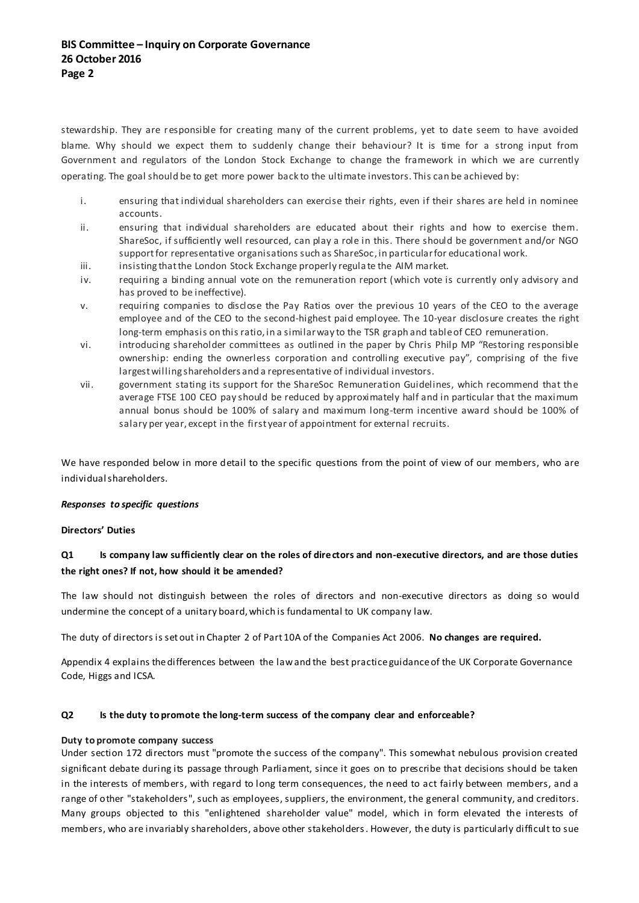stewardship. They are responsible for creating many of the current problems, yet to date seem to have avoided blame. Why should we expect them to suddenly change their behaviour? It is time for a strong input from Government and regulators of the London Stock Exchange to change the framework in which we are currently operating. The goal should be to get more power back to the ultimate investors. This can be achieved by:

i. ensuring that individual shareholders can exercise their rights, even if their shares are held in nominee accounts.
ii. ensuring that individual shareholders are educated about their rights and how to exercise them. ShareSoc, if sufficiently well resourced, can play a role in this. There should be government and/or NGO support for representative organisations such as ShareSoc, in particular for educational work.
iii. insisting that the London Stock Exchange properly regulate the AIM market.
iv. requiring a binding annual vote on the remuneration report (which vote is currently only advisory and has proved to be ineffective).
v. requiring companies to disclose the Pay Ratios over the previous 10 years of the CEO to the average employee and of the CEO to the second-highest paid employee. The 10-year disclosure creates the right long-term emphasis on this ratio, in a similar way to the TSR graph and table of CEO remuneration.
vi. introducing shareholder committees as outlined in the paper by Chris Philp MP "Restoring responsible ownership: ending the ownerless corporation and controlling executive pay", comprising of the five largest willing shareholders and a representative of individual investors.
vii. government stating its support for the ShareSoc Remuneration Guidelines, which recommend that the average FTSE 100 CEO pay should be reduced by approximately half and in particular that the maximum annual bonus should be 100% of salary and maximum long-term incentive award should be 100% of salary per year, except in the first year of appointment for external recruits.

We have responded below in more detail to the specific questions from the point of view of our members, who are individual shareholders.

***Responses to specific questions***

**Directors' Duties**

**Q1 Is company law sufficiently clear on the roles of directors and non-executive directors, and are those duties the right ones? If not, how should it be amended?**

The law should not distinguish between the roles of directors and non-executive directors as doing so would undermine the concept of a unitary board, which is fundamental to UK company law.

The duty of directors is set out in Chapter 2 of Part 10A of the Companies Act 2006. **No changes are required.**

Appendix 4 explains the differences between the law and the best practice guidance of the UK Corporate Governance Code, Higgs and ICSA.

**Q2 Is the duty to promote the long-term success of the company clear and enforceable?**

**Duty to promote company success**

Under section 172 directors must "promote the success of the company". This somewhat nebulous provision created significant debate during its passage through Parliament, since it goes on to prescribe that decisions should be taken in the interests of members, with regard to long term consequences, the need to act fairly between members, and a range of other "stakeholders", such as employees, suppliers, the environment, the general community, and creditors. Many groups objected to this "enlightened shareholder value" model, which in form elevated the interests of members, who are invariably shareholders, above other stakeholders. However, the duty is particularly difficult to sue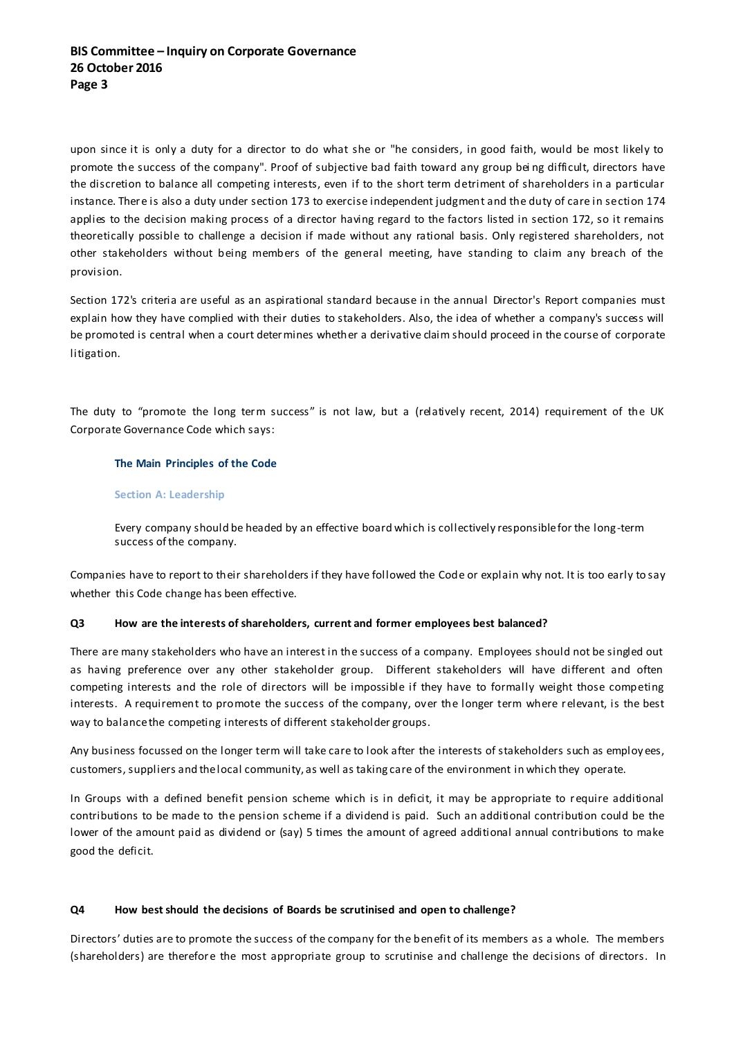upon since it is only a duty for a director to do what she or "he considers, in good faith, would be most likely to promote the success of the company". Proof of subjective bad faith toward any group being difficult, directors have the discretion to balance all competing interests, even if to the short term detriment of shareholders in a particular instance. There is also a duty under section 173 to exercise independent judgment and the duty of care in section 174 applies to the decision making process of a director having regard to the factors listed in section 172, so it remains theoretically possible to challenge a decision if made without any rational basis. Only registered shareholders, not other stakeholders without being members of the general meeting, have standing to claim any breach of the provision.

Section 172's criteria are useful as an aspirational standard because in the annual Director's Report companies must explain how they have complied with their duties to stakeholders. Also, the idea of whether a company's success will be promoted is central when a court determines whether a derivative claim should proceed in the course of corporate litigation.

The duty to "promote the long term success" is not law, but a (relatively recent, 2014) requirement of the UK Corporate Governance Code which says:

> **The Main Principles of the Code**
>
> **Section A: Leadership**
>
> Every company should be headed by an effective board which is collectively responsible for the long-term success of the company.

Companies have to report to their shareholders if they have followed the Code or explain why not. It is too early to say whether this Code change has been effective.

**Q3 How are the interests of shareholders, current and former employees best balanced?**

There are many stakeholders who have an interest in the success of a company. Employees should not be singled out as having preference over any other stakeholder group. Different stakeholders will have different and often competing interests and the role of directors will be impossible if they have to formally weight those competing interests. A requirement to promote the success of the company, over the longer term where relevant, is the best way to balance the competing interests of different stakeholder groups.

Any business focussed on the longer term will take care to look after the interests of stakeholders such as employees, customers, suppliers and the local community, as well as taking care of the environment in which they operate.

In Groups with a defined benefit pension scheme which is in deficit, it may be appropriate to require additional contributions to be made to the pension scheme if a dividend is paid. Such an additional contribution could be the lower of the amount paid as dividend or (say) 5 times the amount of agreed additional annual contributions to make good the deficit.

**Q4 How best should the decisions of Boards be scrutinised and open to challenge?**

Directors' duties are to promote the success of the company for the benefit of its members as a whole. The members (shareholders) are therefore the most appropriate group to scrutinise and challenge the decisions of directors. In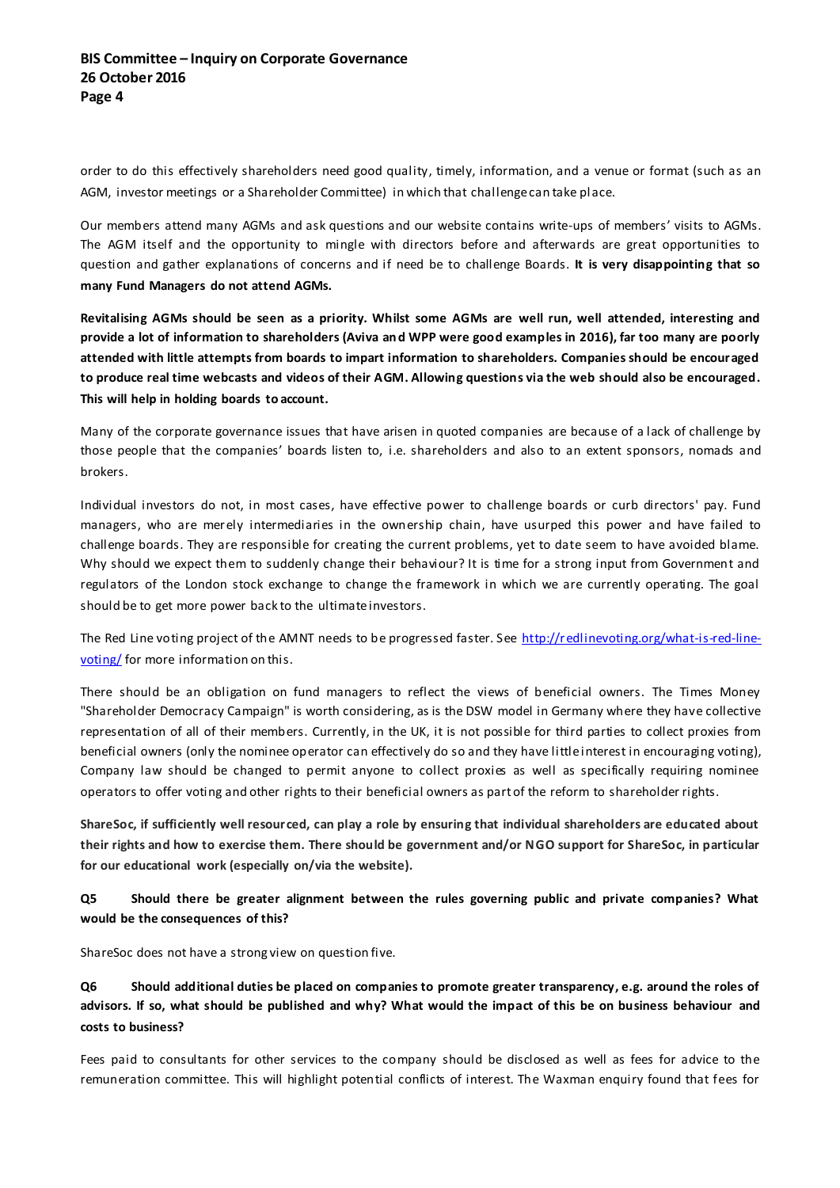order to do this effectively shareholders need good quality, timely, information, and a venue or format (such as an AGM, investor meetings or a Shareholder Committee) in which that challenge can take place.

Our members attend many AGMs and ask questions and our website contains write-ups of members' visits to AGMs. The AGM itself and the opportunity to mingle with directors before and afterwards are great opportunities to question and gather explanations of concerns and if need be to challenge Boards. **It is very disappointing that so many Fund Managers do not attend AGMs.**

**Revitalising AGMs should be seen as a priority. Whilst some AGMs are well run, well attended, interesting and provide a lot of information to shareholders (Aviva and WPP were good examples in 2016), far too many are poorly attended with little attempts from boards to impart information to shareholders. Companies should be encouraged to produce real time webcasts and videos of their AGM. Allowing questions via the web should also be encouraged. This will help in holding boards to account.**

Many of the corporate governance issues that have arisen in quoted companies are because of a lack of challenge by those people that the companies' boards listen to, i.e. shareholders and also to an extent sponsors, nomads and brokers.

Individual investors do not, in most cases, have effective power to challenge boards or curb directors' pay. Fund managers, who are merely intermediaries in the ownership chain, have usurped this power and have failed to challenge boards. They are responsible for creating the current problems, yet to date seem to have avoided blame. Why should we expect them to suddenly change their behaviour? It is time for a strong input from Government and regulators of the London stock exchange to change the framework in which we are currently operating. The goal should be to get more power back to the ultimate investors.

The Red Line voting project of the AMNT needs to be progressed faster. See [http://redlinevoting.org/what-is-red-line-voting/](http://redlinevoting.org/what-is-red-line-voting/) for more information on this.

There should be an obligation on fund managers to reflect the views of beneficial owners. The Times Money "Shareholder Democracy Campaign" is worth considering, as is the DSW model in Germany where they have collective representation of all of their members. Currently, in the UK, it is not possible for third parties to collect proxies from beneficial owners (only the nominee operator can effectively do so and they have little interest in encouraging voting), Company law should be changed to permit anyone to collect proxies as well as specifically requiring nominee operators to offer voting and other rights to their beneficial owners as part of the reform to shareholder rights.

**ShareSoc, if sufficiently well resourced, can play a role by ensuring that individual shareholders are educated about their rights and how to exercise them. There should be government and/or NGO support for ShareSoc, in particular for our educational work (especially on/via the website).**

**Q5 Should there be greater alignment between the rules governing public and private companies? What would be the consequences of this?**

ShareSoc does not have a strong view on question five.

**Q6 Should additional duties be placed on companies to promote greater transparency, e.g. around the roles of advisors. If so, what should be published and why? What would the impact of this be on business behaviour and costs to business?**

Fees paid to consultants for other services to the company should be disclosed as well as fees for advice to the remuneration committee. This will highlight potential conflicts of interest. The Waxman enquiry found that fees for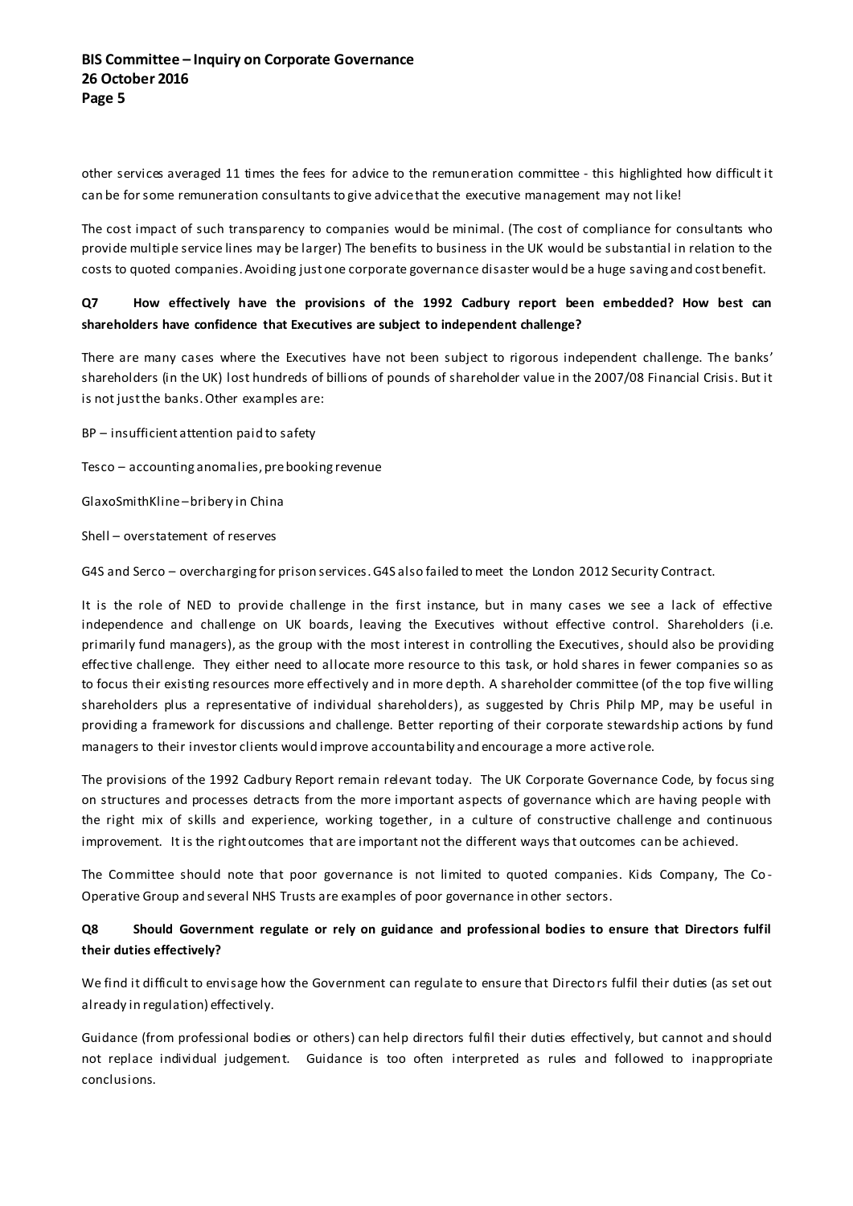other services averaged 11 times the fees for advice to the remuneration committee - this highlighted how difficult it can be for some remuneration consultants to give advice that the executive management may not like!

The cost impact of such transparency to companies would be minimal. (The cost of compliance for consultants who provide multiple service lines may be larger) The benefits to business in the UK would be substantial in relation to the costs to quoted companies. Avoiding just one corporate governance disaster would be a huge saving and cost benefit.

**Q7 How effectively have the provisions of the 1992 Cadbury report been embedded? How best can shareholders have confidence that Executives are subject to independent challenge?**

There are many cases where the Executives have not been subject to rigorous independent challenge. The banks' shareholders (in the UK) lost hundreds of billions of pounds of shareholder value in the 2007/08 Financial Crisis. But it is not just the banks. Other examples are:

BP – insufficient attention paid to safety

Tesco – accounting anomalies, pre booking revenue

GlaxoSmithKline – bribery in China

Shell – overstatement of reserves

G4S and Serco – overcharging for prison services. G4S also failed to meet the London 2012 Security Contract.

It is the role of NED to provide challenge in the first instance, but in many cases we see a lack of effective independence and challenge on UK boards, leaving the Executives without effective control. Shareholders (i.e. primarily fund managers), as the group with the most interest in controlling the Executives, should also be providing effective challenge. They either need to allocate more resource to this task, or hold shares in fewer companies so as to focus their existing resources more effectively and in more depth. A shareholder committee (of the top five willing shareholders plus a representative of individual shareholders), as suggested by Chris Philp MP, may be useful in providing a framework for discussions and challenge. Better reporting of their corporate stewardship actions by fund managers to their investor clients would improve accountability and encourage a more active role.

The provisions of the 1992 Cadbury Report remain relevant today. The UK Corporate Governance Code, by focussing on structures and processes detracts from the more important aspects of governance which are having people with the right mix of skills and experience, working together, in a culture of constructive challenge and continuous improvement. It is the right outcomes that are important not the different ways that outcomes can be achieved.

The Committee should note that poor governance is not limited to quoted companies. Kids Company, The Co-Operative Group and several NHS Trusts are examples of poor governance in other sectors.

**Q8 Should Government regulate or rely on guidance and professional bodies to ensure that Directors fulfil their duties effectively?**

We find it difficult to envisage how the Government can regulate to ensure that Directors fulfil their duties (as set out already in regulation) effectively.

Guidance (from professional bodies or others) can help directors fulfil their duties effectively, but cannot and should not replace individual judgement. Guidance is too often interpreted as rules and followed to inappropriate conclusions.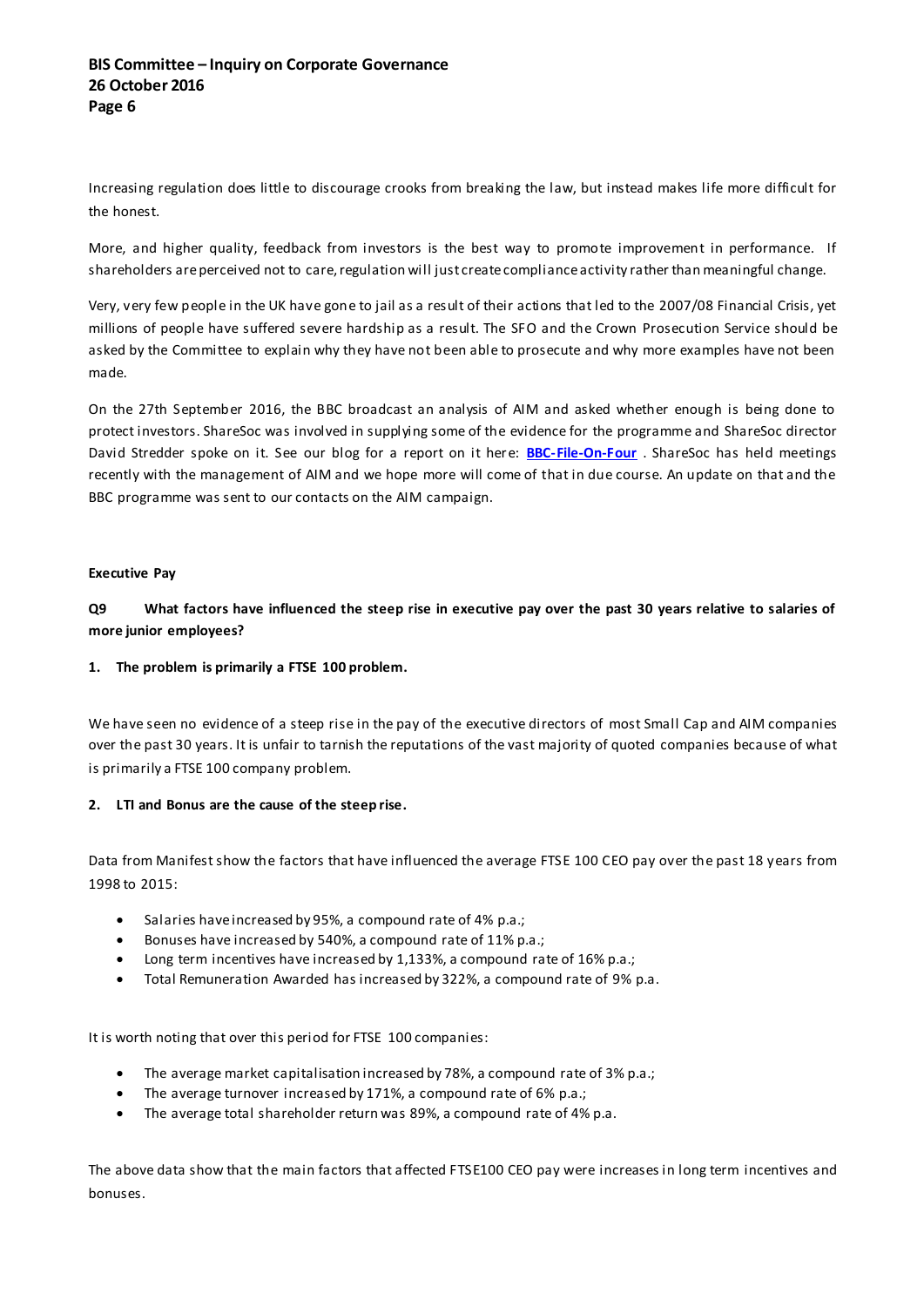Increasing regulation does little to discourage crooks from breaking the law, but instead makes life more difficult for the honest.

More, and higher quality, feedback from investors is the best way to promote improvement in performance. If shareholders are perceived not to care, regulation will just create compliance activity rather than meaningful change.

Very, very few people in the UK have gone to jail as a result of their actions that led to the 2007/08 Financial Crisis, yet millions of people have suffered severe hardship as a result. The SFO and the Crown Prosecution Service should be asked by the Committee to explain why they have not been able to prosecute and why more examples have not been made.

On the 27th September 2016, the BBC broadcast an analysis of AIM and asked whether enough is being done to protect investors. ShareSoc was involved in supplying some of the evidence for the programme and ShareSoc director David Stredder spoke on it. See our blog for a report on it here: **BBC-File-On-Four** . ShareSoc has held meetings recently with the management of AIM and we hope more will come of that in due course. An update on that and the BBC programme was sent to our contacts on the AIM campaign.

**Executive Pay**

**Q9 What factors have influenced the steep rise in executive pay over the past 30 years relative to salaries of more junior employees?**

**1. The problem is primarily a FTSE 100 problem.**

We have seen no evidence of a steep rise in the pay of the executive directors of most Small Cap and AIM companies over the past 30 years. It is unfair to tarnish the reputations of the vast majority of quoted companies because of what is primarily a FTSE 100 company problem.

**2. LTI and Bonus are the cause of the steep rise.**

Data from Manifest show the factors that have influenced the average FTSE 100 CEO pay over the past 18 years from 1998 to 2015:

- Salaries have increased by 95%, a compound rate of 4% p.a.;
- Bonuses have increased by 540%, a compound rate of 11% p.a.;
- Long term incentives have increased by 1,133%, a compound rate of 16% p.a.;
- Total Remuneration Awarded has increased by 322%, a compound rate of 9% p.a.

It is worth noting that over this period for FTSE 100 companies:

- The average market capitalisation increased by 78%, a compound rate of 3% p.a.;
- The average turnover increased by 171%, a compound rate of 6% p.a.;
- The average total shareholder return was 89%, a compound rate of 4% p.a.

The above data show that the main factors that affected FTSE100 CEO pay were increases in long term incentives and bonuses.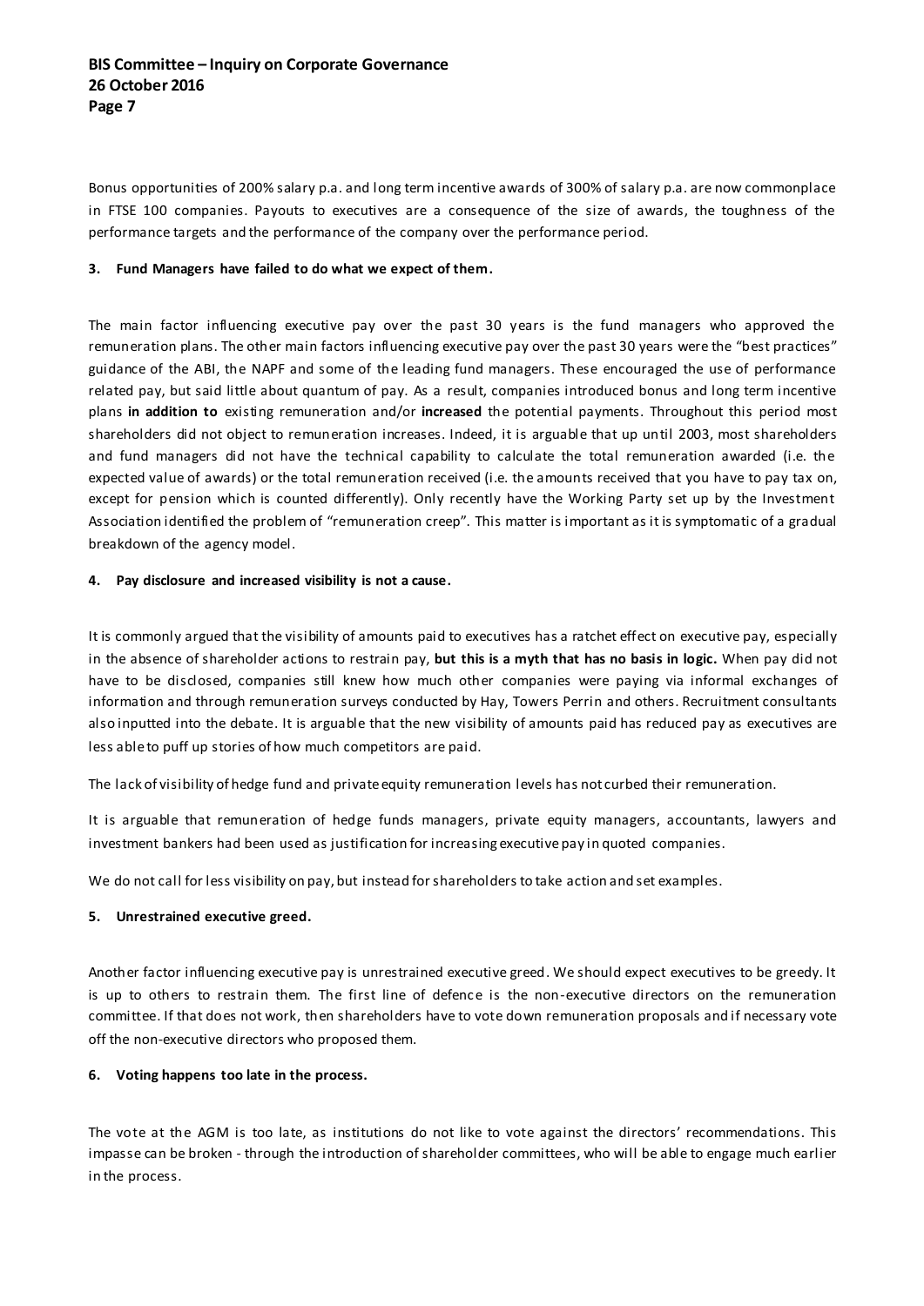Bonus opportunities of 200% salary p.a. and long term incentive awards of 300% of salary p.a. are now commonplace in FTSE 100 companies. Payouts to executives are a consequence of the size of awards, the toughness of the performance targets and the performance of the company over the performance period.

**3. Fund Managers have failed to do what we expect of them.**

The main factor influencing executive pay over the past 30 years is the fund managers who approved the remuneration plans. The other main factors influencing executive pay over the past 30 years were the "best practices" guidance of the ABI, the NAPF and some of the leading fund managers. These encouraged the use of performance related pay, but said little about quantum of pay. As a result, companies introduced bonus and long term incentive plans **in addition to** existing remuneration and/or **increased** the potential payments. Throughout this period most shareholders did not object to remuneration increases. Indeed, it is arguable that up until 2003, most shareholders and fund managers did not have the technical capability to calculate the total remuneration awarded (i.e. the expected value of awards) or the total remuneration received (i.e. the amounts received that you have to pay tax on, except for pension which is counted differently). Only recently have the Working Party set up by the Investment Association identified the problem of "remuneration creep". This matter is important as it is symptomatic of a gradual breakdown of the agency model.

**4. Pay disclosure and increased visibility is not a cause.**

It is commonly argued that the visibility of amounts paid to executives has a ratchet effect on executive pay, especially in the absence of shareholder actions to restrain pay, **but this is a myth that has no basis in logic.** When pay did not have to be disclosed, companies still knew how much other companies were paying via informal exchanges of information and through remuneration surveys conducted by Hay, Towers Perrin and others. Recruitment consultants also inputted into the debate. It is arguable that the new visibility of amounts paid has reduced pay as executives are less able to puff up stories of how much competitors are paid.

The lack of visibility of hedge fund and private equity remuneration levels has not curbed their remuneration.

It is arguable that remuneration of hedge funds managers, private equity managers, accountants, lawyers and investment bankers had been used as justification for increasing executive pay in quoted companies.

We do not call for less visibility on pay, but instead for shareholders to take action and set examples.

**5. Unrestrained executive greed.**

Another factor influencing executive pay is unrestrained executive greed. We should expect executives to be greedy. It is up to others to restrain them. The first line of defence is the non-executive directors on the remuneration committee. If that does not work, then shareholders have to vote down remuneration proposals and if necessary vote off the non-executive directors who proposed them.

**6. Voting happens too late in the process.**

The vote at the AGM is too late, as institutions do not like to vote against the directors' recommendations. This impasse can be broken - through the introduction of shareholder committees, who will be able to engage much earlier in the process.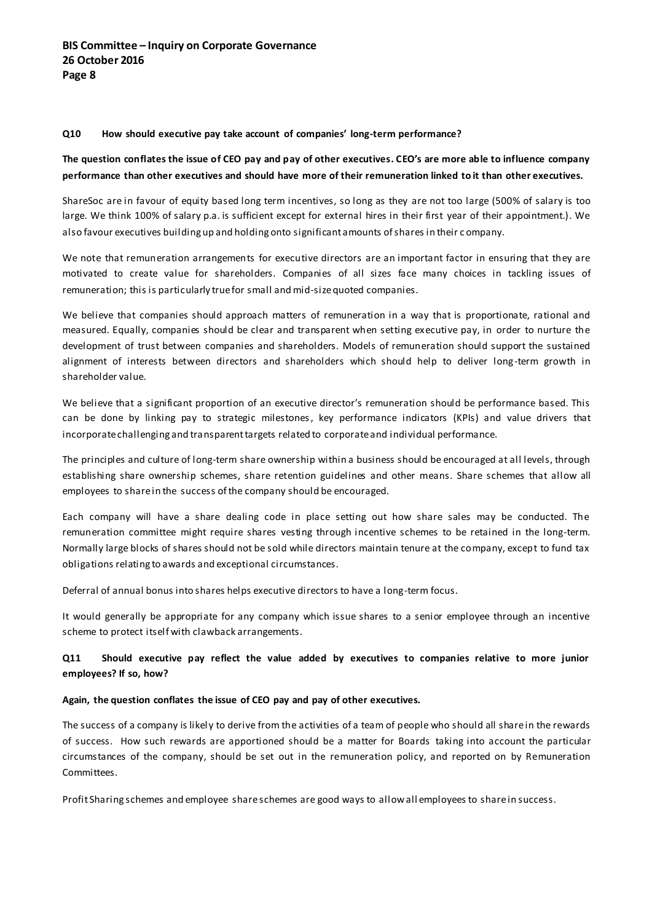**Q10 How should executive pay take account of companies' long-term performance?**

**The question conflates the issue of CEO pay and pay of other executives. CEO's are more able to influence company performance than other executives and should have more of their remuneration linked to it than other executives.**

ShareSoc are in favour of equity based long term incentives, so long as they are not too large (500% of salary is too large. We think 100% of salary p.a. is sufficient except for external hires in their first year of their appointment.). We also favour executives building up and holding onto significant amounts of shares in their company.

We note that remuneration arrangements for executive directors are an important factor in ensuring that they are motivated to create value for shareholders. Companies of all sizes face many choices in tackling issues of remuneration; this is particularly true for small and mid-size quoted companies.

We believe that companies should approach matters of remuneration in a way that is proportionate, rational and measured. Equally, companies should be clear and transparent when setting executive pay, in order to nurture the development of trust between companies and shareholders. Models of remuneration should support the sustained alignment of interests between directors and shareholders which should help to deliver long-term growth in shareholder value.

We believe that a significant proportion of an executive director's remuneration should be performance based. This can be done by linking pay to strategic milestones, key performance indicators (KPIs) and value drivers that incorporate challenging and transparent targets related to corporate and individual performance.

The principles and culture of long-term share ownership within a business should be encouraged at all levels, through establishing share ownership schemes, share retention guidelines and other means. Share schemes that allow all employees to share in the success of the company should be encouraged.

Each company will have a share dealing code in place setting out how share sales may be conducted. The remuneration committee might require shares vesting through incentive schemes to be retained in the long-term. Normally large blocks of shares should not be sold while directors maintain tenure at the company, except to fund tax obligations relating to awards and exceptional circumstances.

Deferral of annual bonus into shares helps executive directors to have a long-term focus.

It would generally be appropriate for any company which issue shares to a senior employee through an incentive scheme to protect itself with clawback arrangements.

**Q11 Should executive pay reflect the value added by executives to companies relative to more junior employees? If so, how?**

**Again, the question conflates the issue of CEO pay and pay of other executives.**

The success of a company is likely to derive from the activities of a team of people who should all share in the rewards of success. How such rewards are apportioned should be a matter for Boards taking into account the particular circumstances of the company, should be set out in the remuneration policy, and reported on by Remuneration Committees.

Profit Sharing schemes and employee share schemes are good ways to allow all employees to share in success.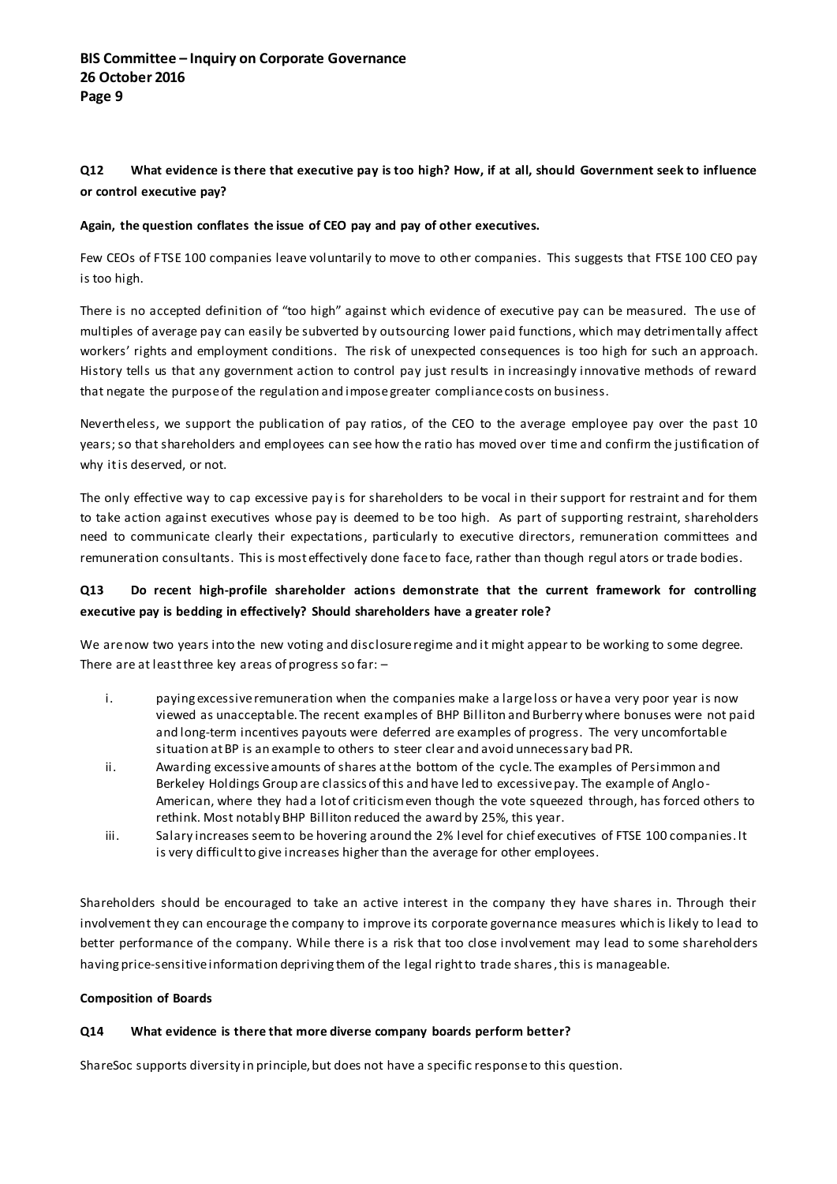**Q12 What evidence is there that executive pay is too high? How, if at all, should Government seek to influence or control executive pay?**

**Again, the question conflates the issue of CEO pay and pay of other executives.**

Few CEOs of FTSE 100 companies leave voluntarily to move to other companies. This suggests that FTSE 100 CEO pay is too high.

There is no accepted definition of "too high" against which evidence of executive pay can be measured. The use of multiples of average pay can easily be subverted by outsourcing lower paid functions, which may detrimentally affect workers' rights and employment conditions. The risk of unexpected consequences is too high for such an approach. History tells us that any government action to control pay just results in increasingly innovative methods of reward that negate the purpose of the regulation and impose greater compliance costs on business.

Nevertheless, we support the publication of pay ratios, of the CEO to the average employee pay over the past 10 years; so that shareholders and employees can see how the ratio has moved over time and confirm the justification of why it is deserved, or not.

The only effective way to cap excessive pay is for shareholders to be vocal in their support for restraint and for them to take action against executives whose pay is deemed to be too high. As part of supporting restraint, shareholders need to communicate clearly their expectations, particularly to executive directors, remuneration committees and remuneration consultants. This is most effectively done face to face, rather than though regulators or trade bodies.

**Q13 Do recent high-profile shareholder actions demonstrate that the current framework for controlling executive pay is bedding in effectively? Should shareholders have a greater role?**

We are now two years into the new voting and disclosure regime and it might appear to be working to some degree. There are at least three key areas of progress so far: –

i. paying excessive remuneration when the companies make a large loss or have a very poor year is now viewed as unacceptable. The recent examples of BHP Billiton and Burberry where bonuses were not paid and long-term incentives payouts were deferred are examples of progress. The very uncomfortable situation at BP is an example to others to steer clear and avoid unnecessary bad PR.

ii. Awarding excessive amounts of shares at the bottom of the cycle. The examples of Persimmon and Berkeley Holdings Group are classics of this and have led to excessive pay. The example of Anglo-American, where they had a lot of criticism even though the vote squeezed through, has forced others to rethink. Most notably BHP Billiton reduced the award by 25%, this year.

iii. Salary increases seem to be hovering around the 2% level for chief executives of FTSE 100 companies. It is very difficult to give increases higher than the average for other employees.

Shareholders should be encouraged to take an active interest in the company they have shares in. Through their involvement they can encourage the company to improve its corporate governance measures which is likely to lead to better performance of the company. While there is a risk that too close involvement may lead to some shareholders having price-sensitive information depriving them of the legal right to trade shares, this is manageable.

**Composition of Boards**

**Q14 What evidence is there that more diverse company boards perform better?**

ShareSoc supports diversity in principle, but does not have a specific response to this question.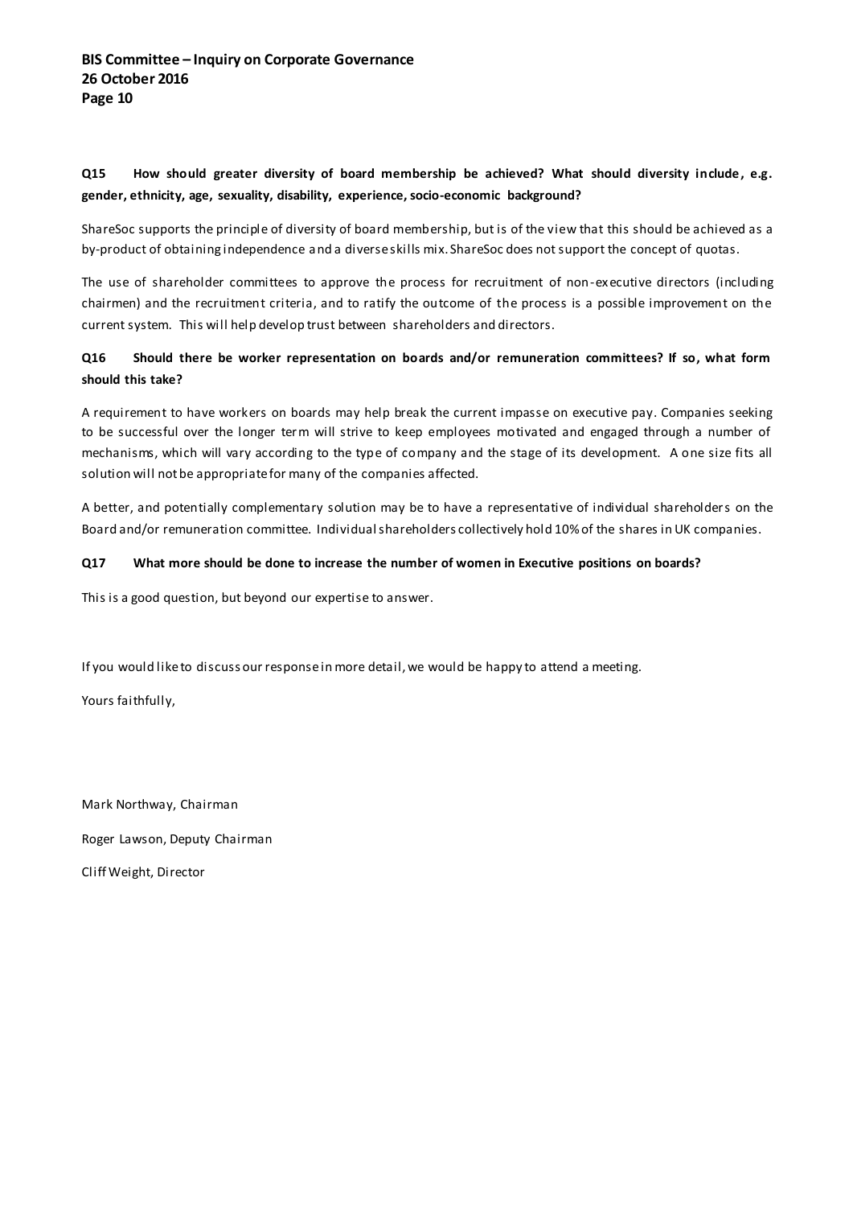**Q15 How should greater diversity of board membership be achieved? What should diversity include, e.g. gender, ethnicity, age, sexuality, disability, experience, socio-economic background?**

ShareSoc supports the principle of diversity of board membership, but is of the view that this should be achieved as a by-product of obtaining independence and a diverse skills mix. ShareSoc does not support the concept of quotas.

The use of shareholder committees to approve the process for recruitment of non-executive directors (including chairmen) and the recruitment criteria, and to ratify the outcome of the process is a possible improvement on the current system. This will help develop trust between shareholders and directors.

**Q16 Should there be worker representation on boards and/or remuneration committees? If so, what form should this take?**

A requirement to have workers on boards may help break the current impasse on executive pay. Companies seeking to be successful over the longer term will strive to keep employees motivated and engaged through a number of mechanisms, which will vary according to the type of company and the stage of its development. A one size fits all solution will not be appropriate for many of the companies affected.

A better, and potentially complementary solution may be to have a representative of individual shareholders on the Board and/or remuneration committee. Individual shareholders collectively hold 10% of the shares in UK companies.

**Q17 What more should be done to increase the number of women in Executive positions on boards?**

This is a good question, but beyond our expertise to answer.

If you would like to discuss our response in more detail, we would be happy to attend a meeting.

Yours faithfully,

Mark Northway, Chairman

Roger Lawson, Deputy Chairman

Cliff Weight, Director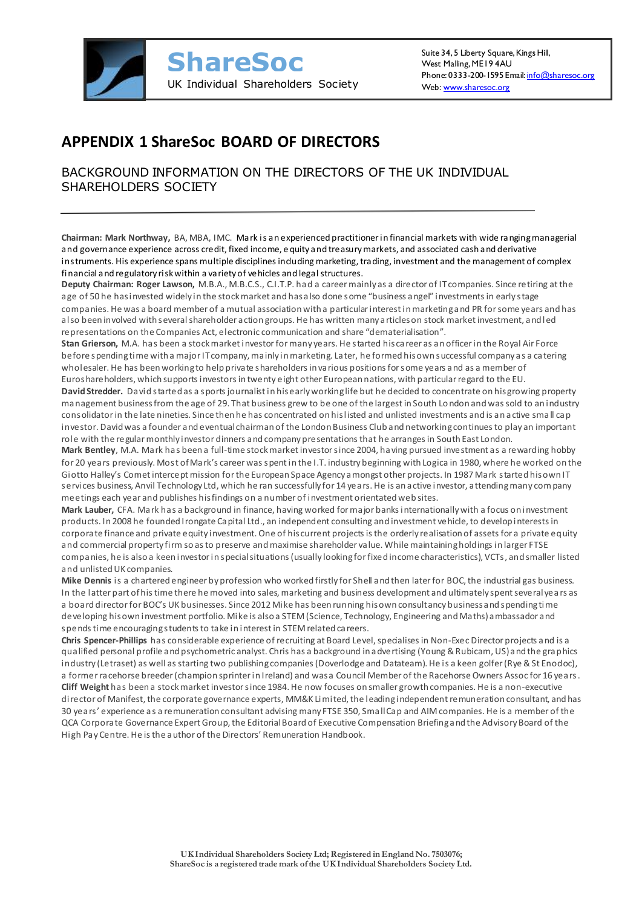# APPENDIX 1 ShareSoc BOARD OF DIRECTORS

## BACKGROUND INFORMATION ON THE DIRECTORS OF THE UK INDIVIDUAL SHAREHOLDERS SOCIETY

---

**Chairman: Mark Northway,** BA, MBA, IMC. Mark is an experienced practitioner in financial markets with wide ranging managerial and governance experience across credit, fixed income, equity and treasury markets, and associated cash and derivative instruments. His experience spans multiple disciplines including marketing, trading, investment and the management of complex financial and regulatory risk within a variety of vehicles and legal structures.

**Deputy Chairman: Roger Lawson,** M.B.A., M.B.C.S., C.I.T.P. had a career mainly as a director of IT companies. Since retiring at the age of 50 he has invested widely in the stock market and has also done some "business angel" investments in early stage companies. He was a board member of a mutual association with a particular interest in marketing and PR for some years and has also been involved with several shareholder action groups. He has written many articles on stock market investment, and led representations on the Companies Act, electronic communication and share "dematerialisation".

**Stan Grierson,** M.A. has been a stock market investor for many years. He started his career as an officer in the Royal Air Force before spending time with a major IT company, mainly in marketing. Later, he formed his own successful company as a catering wholesaler. He has been working to help private shareholders in various positions for some years and as a member of Euroshareholders, which supports investors in twenty eight other European nations, with particular regard to the EU.

**David Stredder.** David started as a sports journalist in his early working life but he decided to concentrate on his growing property management business from the age of 29. That business grew to be one of the largest in South London and was sold to an industry consolidator in the late nineties. Since then he has concentrated on his listed and unlisted investments and is an active small cap investor. David was a founder and eventual chairman of the London Business Club and networking continues to play an important role with the regular monthly investor dinners and company presentations that he arranges in South East London.

**Mark Bentley,** M.A. Mark has been a full-time stock market investor since 2004, having pursued investment as a rewarding hobby for 20 years previously. Most of Mark's career was spent in the I.T. industry beginning with Logica in 1980, where he worked on the Giotto Halley's Comet intercept mission for the European Space Agency amongst other projects. In 1987 Mark started his own IT services business, Anvil Technology Ltd, which he ran successfully for 14 years. He is an active investor, attending many company meetings each year and publishes his findings on a number of investment orientated web sites.

**Mark Lauber,** CFA. Mark has a background in finance, having worked for major banks internationally with a focus on investment products. In 2008 he founded Irongate Capital Ltd., an independent consulting and investment vehicle, to develop interests in corporate finance and private equity investment. One of his current projects is the orderly realisation of assets for a private equity and commercial property firm so as to preserve and maximise shareholder value. While maintaining holdings in larger FTSE companies, he is also a keen investor in special situations (usually looking for fixed income characteristics), VCTs, and smaller listed and unlisted UK companies.

**Mike Dennis** is a chartered engineer by profession who worked firstly for Shell and then later for BOC, the industrial gas business. In the latter part of his time there he moved into sales, marketing and business development and ultimately spent several years as a board director for BOC's UK businesses. Since 2012 Mike has been running his own consultancy business and spending time developing his own investment portfolio. Mike is also a STEM (Science, Technology, Engineering and Maths) ambassador and spends time encouraging students to take in interest in STEM related careers.

**Chris Spencer-Phillips** has considerable experience of recruiting at Board Level, specialises in Non-Exec Director projects and is a qualified personal profile and psychometric analyst. Chris has a background in advertising (Young & Rubicam, US) and the graphics industry (Letraset) as well as starting two publishing companies (Doverlodge and Datateam). He is a keen golfer (Rye & St Enodoc), a former racehorse breeder (champion sprinter in Ireland) and was a Council Member of the Racehorse Owners Assoc for 16 years.

**Cliff Weight** has been a stock market investor since 1984. He now focuses on smaller growth companies. He is a non-executive director of Manifest, the corporate governance experts, MM&K Limited, the leading independent remuneration consultant, and has 30 years' experience as a remuneration consultant advising many FTSE 350, Small Cap and AIM companies. He is a member of the QCA Corporate Governance Expert Group, the Editorial Board of Executive Compensation Briefing and the Advisory Board of the High Pay Centre. He is the author of the Directors' Remuneration Handbook.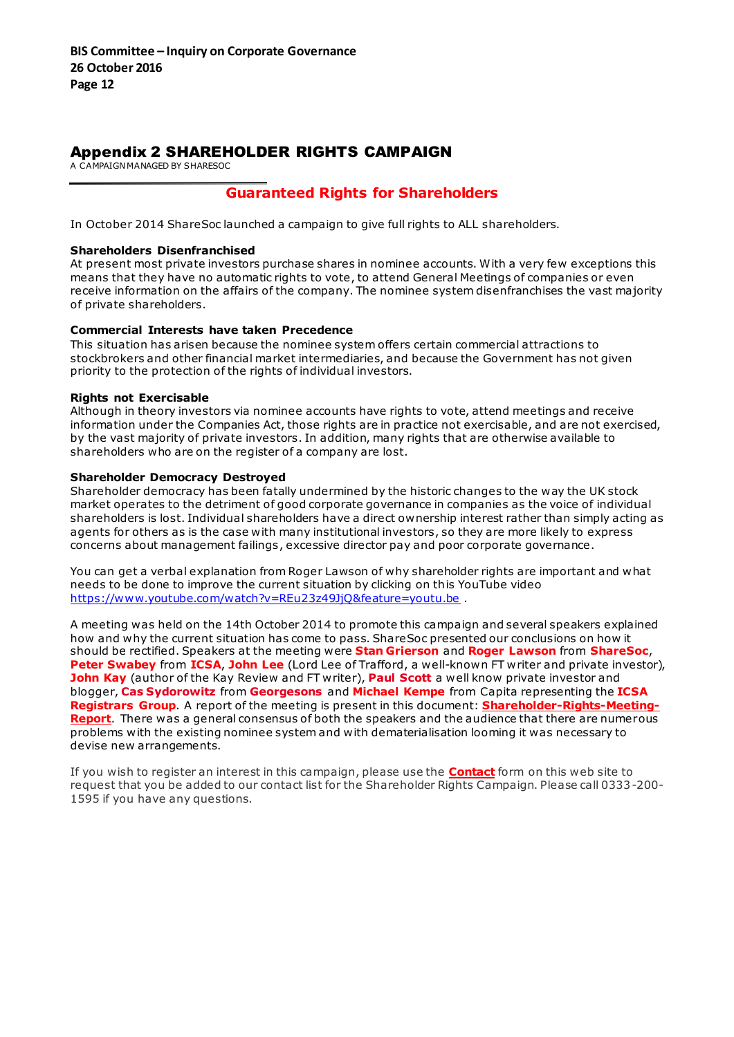# Appendix 2 SHAREHOLDER RIGHTS CAMPAIGN

A CAMPAIGN MANAGED BY SHARESOC

## Guaranteed Rights for Shareholders

In October 2014 ShareSoc launched a campaign to give full rights to ALL shareholders.

**Shareholders Disenfranchised**
At present most private investors purchase shares in nominee accounts. With a very few exceptions this means that they have no automatic rights to vote, to attend General Meetings of companies or even receive information on the affairs of the company. The nominee system disenfranchises the vast majority of private shareholders.

**Commercial Interests have taken Precedence**
This situation has arisen because the nominee system offers certain commercial attractions to stockbrokers and other financial market intermediaries, and because the Government has not given priority to the protection of the rights of individual investors.

**Rights not Exercisable**
Although in theory investors via nominee accounts have rights to vote, attend meetings and receive information under the Companies Act, those rights are in practice not exercisable, and are not exercised, by the vast majority of private investors. In addition, many rights that are otherwise available to shareholders who are on the register of a company are lost.

**Shareholder Democracy Destroyed**
Shareholder democracy has been fatally undermined by the historic changes to the way the UK stock market operates to the detriment of good corporate governance in companies as the voice of individual shareholders is lost. Individual shareholders have a direct ownership interest rather than simply acting as agents for others as is the case with many institutional investors, so they are more likely to express concerns about management failings, excessive director pay and poor corporate governance.

You can get a verbal explanation from Roger Lawson of why shareholder rights are important and what needs to be done to improve the current situation by clicking on this YouTube video https://www.youtube.com/watch?v=REu23z49JjQ&feature=youtu.be .

A meeting was held on the 14th October 2014 to promote this campaign and several speakers explained how and why the current situation has come to pass. ShareSoc presented our conclusions on how it should be rectified. Speakers at the meeting were **Stan Grierson** and **Roger Lawson** from **ShareSoc**, **Peter Swabey** from **ICSA**, **John Lee** (Lord Lee of Trafford, a well-known FT writer and private investor), **John Kay** (author of the Kay Review and FT writer), **Paul Scott** a well know private investor and blogger, **Cas Sydorowitz** from **Georgesons** and **Michael Kempe** from Capita representing the **ICSA Registrars Group**. A report of the meeting is present in this document: **Shareholder-Rights-Meeting-Report**. There was a general consensus of both the speakers and the audience that there are numerous problems with the existing nominee system and with dematerialisation looming it was necessary to devise new arrangements.

If you wish to register an interest in this campaign, please use the **Contact** form on this web site to request that you be added to our contact list for the Shareholder Rights Campaign. Please call 0333-200-1595 if you have any questions.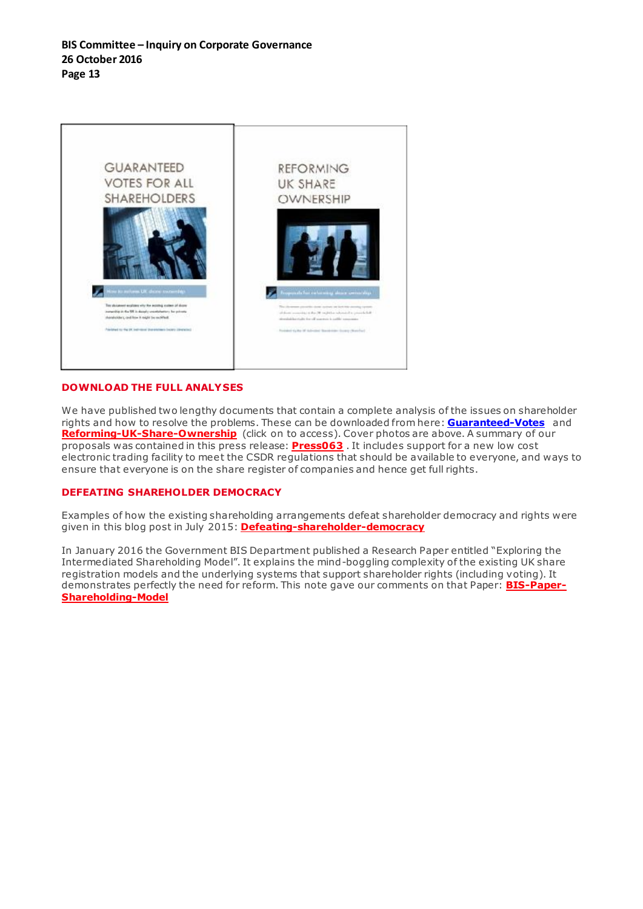## DOWNLOAD THE FULL ANALYSES

We have published two lengthy documents that contain a complete analysis of the issues on shareholder rights and how to resolve the problems. These can be downloaded from here: **Guaranteed-Votes** and **Reforming-UK-Share-Ownership** (click on to access). Cover photos are above. A summary of our proposals was contained in this press release: **Press063**. It includes support for a new low cost electronic trading facility to meet the CSDR regulations that should be available to everyone, and ways to ensure that everyone is on the share register of companies and hence get full rights.

## DEFEATING SHAREHOLDER DEMOCRACY

Examples of how the existing shareholding arrangements defeat shareholder democracy and rights were given in this blog post in July 2015: **Defeating-shareholder-democracy**

In January 2016 the Government BIS Department published a Research Paper entitled "Exploring the Intermediated Shareholding Model". It explains the mind-boggling complexity of the existing UK share registration models and the underlying systems that support shareholder rights (including voting). It demonstrates perfectly the need for reform. This note gave our comments on that Paper: **BIS-Paper-Shareholding-Model**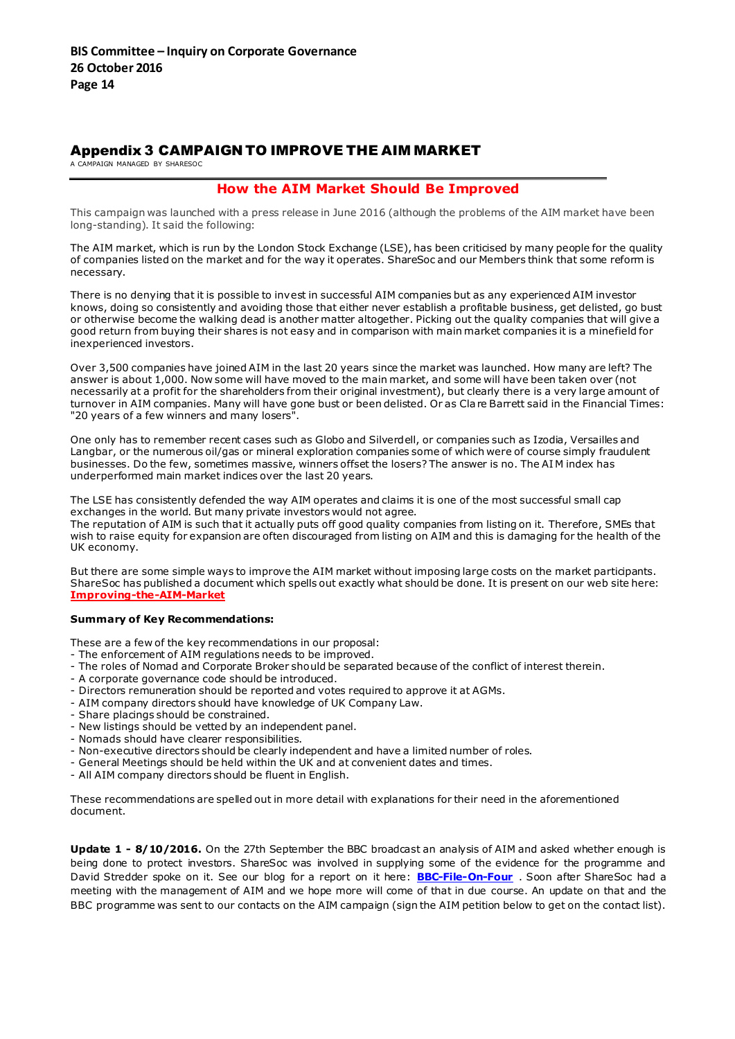# Appendix 3 CAMPAIGN TO IMPROVE THE AIM MARKET

A CAMPAIGN MANAGED BY SHARESOC

## How the AIM Market Should Be Improved

This campaign was launched with a press release in June 2016 (although the problems of the AIM market have been long-standing). It said the following:

The AIM market, which is run by the London Stock Exchange (LSE), has been criticised by many people for the quality of companies listed on the market and for the way it operates. ShareSoc and our Members think that some reform is necessary.

There is no denying that it is possible to invest in successful AIM companies but as any experienced AIM investor knows, doing so consistently and avoiding those that either never establish a profitable business, get delisted, go bust or otherwise become the walking dead is another matter altogether. Picking out the quality companies that will give a good return from buying their shares is not easy and in comparison with main market companies it is a minefield for inexperienced investors.

Over 3,500 companies have joined AIM in the last 20 years since the market was launched. How many are left? The answer is about 1,000. Now some will have moved to the main market, and some will have been taken over (not necessarily at a profit for the shareholders from their original investment), but clearly there is a very large amount of turnover in AIM companies. Many will have gone bust or been delisted. Or as Clare Barrett said in the Financial Times: "20 years of a few winners and many losers".

One only has to remember recent cases such as Globo and Silverdell, or companies such as Izodia, Versailles and Langbar, or the numerous oil/gas or mineral exploration companies some of which were of course simply fraudulent businesses. Do the few, sometimes massive, winners offset the losers? The answer is no. The AIM index has underperformed main market indices over the last 20 years.

The LSE has consistently defended the way AIM operates and claims it is one of the most successful small cap exchanges in the world. But many private investors would not agree.
The reputation of AIM is such that it actually puts off good quality companies from listing on it. Therefore, SMEs that wish to raise equity for expansion are often discouraged from listing on AIM and this is damaging for the health of the UK economy.

But there are some simple ways to improve the AIM market without imposing large costs on the market participants. ShareSoc has published a document which spells out exactly what should be done. It is present on our web site here: **Improving-the-AIM-Market**

**Summary of Key Recommendations:**

These are a few of the key recommendations in our proposal:
- The enforcement of AIM regulations needs to be improved.
- The roles of Nomad and Corporate Broker should be separated because of the conflict of interest therein.
- A corporate governance code should be introduced.
- Directors remuneration should be reported and votes required to approve it at AGMs.
- AIM company directors should have knowledge of UK Company Law.
- Share placings should be constrained.
- New listings should be vetted by an independent panel.
- Nomads should have clearer responsibilities.
- Non-executive directors should be clearly independent and have a limited number of roles.
- General Meetings should be held within the UK and at convenient dates and times.
- All AIM company directors should be fluent in English.

These recommendations are spelled out in more detail with explanations for their need in the aforementioned document.

**Update 1 - 8/10/2016.** On the 27th September the BBC broadcast an analysis of AIM and asked whether enough is being done to protect investors. ShareSoc was involved in supplying some of the evidence for the programme and David Stredder spoke on it. See our blog for a report on it here: **BBC-File-On-Four** . Soon after ShareSoc had a meeting with the management of AIM and we hope more will come of that in due course. An update on that and the BBC programme was sent to our contacts on the AIM campaign (sign the AIM petition below to get on the contact list).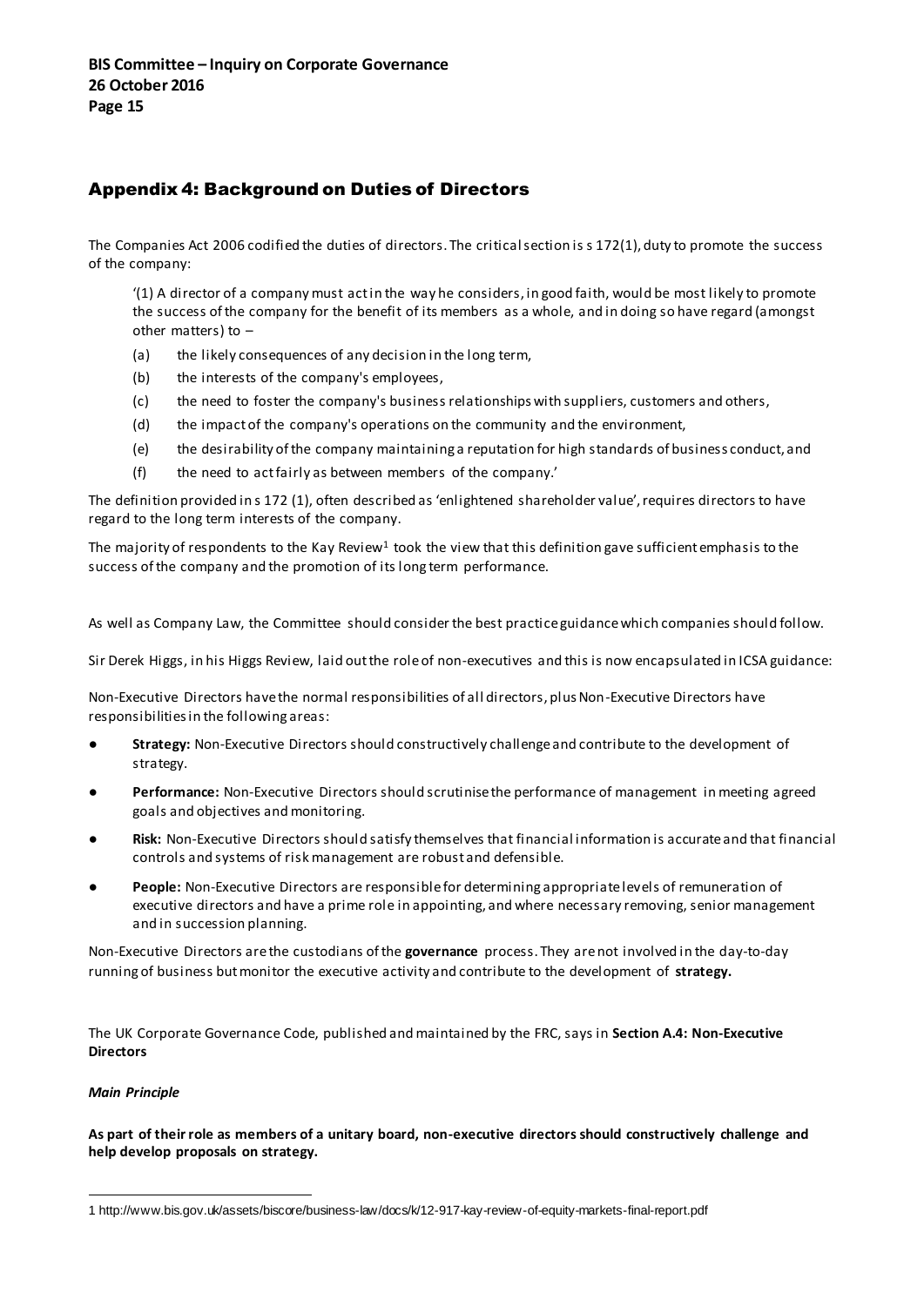## Appendix 4: Background on Duties of Directors

The Companies Act 2006 codified the duties of directors. The critical section is s 172(1), duty to promote the success of the company:

> '(1) A director of a company must act in the way he considers, in good faith, would be most likely to promote the success of the company for the benefit of its members as a whole, and in doing so have regard (amongst other matters) to –
>
> (a) the likely consequences of any decision in the long term,
>
> (b) the interests of the company's employees,
>
> (c) the need to foster the company's business relationships with suppliers, customers and others,
>
> (d) the impact of the company's operations on the community and the environment,
>
> (e) the desirability of the company maintaining a reputation for high standards of business conduct, and
>
> (f) the need to act fairly as between members of the company.'

The definition provided in s 172 (1), often described as 'enlightened shareholder value', requires directors to have regard to the long term interests of the company.

The majority of respondents to the Kay Review[1] took the view that this definition gave sufficient emphasis to the success of the company and the promotion of its long term performance.

As well as Company Law, the Committee should consider the best practice guidance which companies should follow.

Sir Derek Higgs, in his Higgs Review, laid out the role of non-executives and this is now encapsulated in ICSA guidance:

Non-Executive Directors have the normal responsibilities of all directors, plus Non-Executive Directors have responsibilities in the following areas:

- **Strategy:** Non-Executive Directors should constructively challenge and contribute to the development of strategy.
- **Performance:** Non-Executive Directors should scrutinise the performance of management in meeting agreed goals and objectives and monitoring.
- **Risk:** Non-Executive Directors should satisfy themselves that financial information is accurate and that financial controls and systems of risk management are robust and defensible.
- **People:** Non-Executive Directors are responsible for determining appropriate levels of remuneration of executive directors and have a prime role in appointing, and where necessary removing, senior management and in succession planning.

Non-Executive Directors are the custodians of the **governance** process. They are not involved in the day-to-day running of business but monitor the executive activity and contribute to the development of **strategy.**

The UK Corporate Governance Code, published and maintained by the FRC, says in **Section A.4: Non-Executive Directors**

***Main Principle***

**As part of their role as members of a unitary board, non-executive directors should constructively challenge and help develop proposals on strategy.**

---

1 http://www.bis.gov.uk/assets/biscore/business-law/docs/k/12-917-kay-review-of-equity-markets-final-report.pdf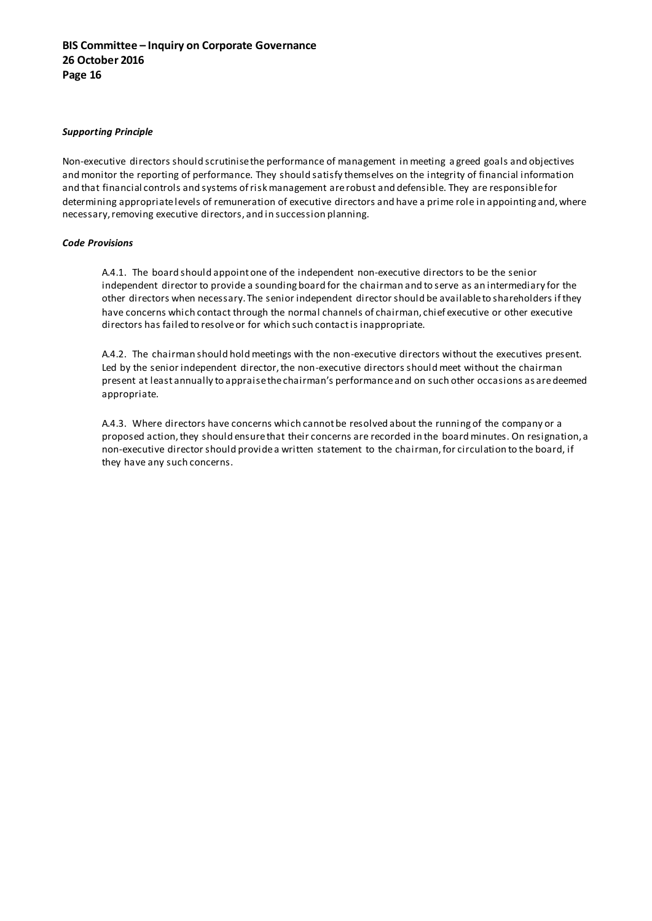***Supporting Principle***

Non-executive directors should scrutinise the performance of management in meeting agreed goals and objectives and monitor the reporting of performance. They should satisfy themselves on the integrity of financial information and that financial controls and systems of risk management are robust and defensible. They are responsible for determining appropriate levels of remuneration of executive directors and have a prime role in appointing and, where necessary, removing executive directors, and in succession planning.

***Code Provisions***

A.4.1. The board should appoint one of the independent non-executive directors to be the senior independent director to provide a sounding board for the chairman and to serve as an intermediary for the other directors when necessary. The senior independent director should be available to shareholders if they have concerns which contact through the normal channels of chairman, chief executive or other executive directors has failed to resolve or for which such contact is inappropriate.

A.4.2. The chairman should hold meetings with the non-executive directors without the executives present. Led by the senior independent director, the non-executive directors should meet without the chairman present at least annually to appraise the chairman's performance and on such other occasions as are deemed appropriate.

A.4.3. Where directors have concerns which cannot be resolved about the running of the company or a proposed action, they should ensure that their concerns are recorded in the board minutes. On resignation, a non-executive director should provide a written statement to the chairman, for circulation to the board, if they have any such concerns.